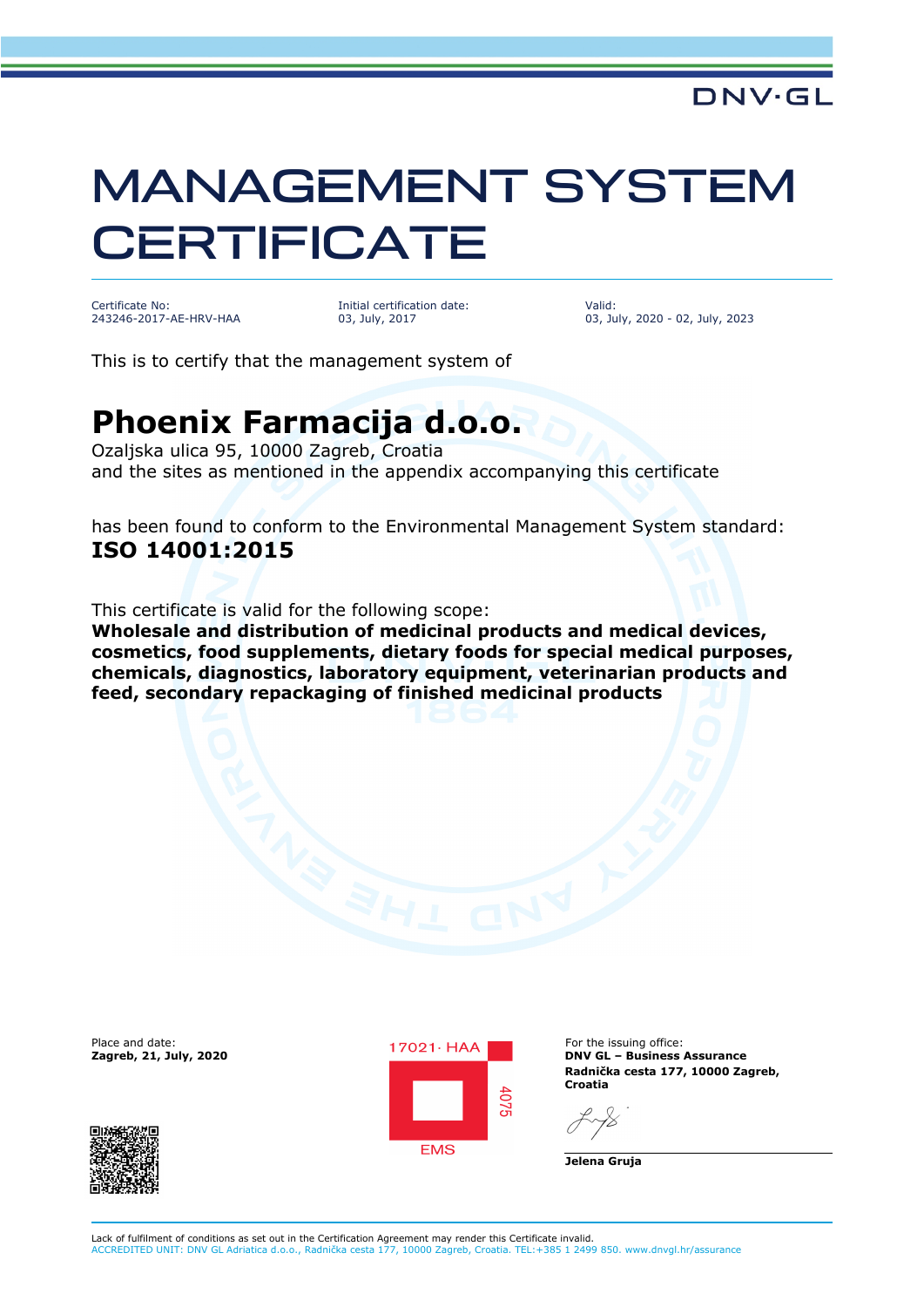DNV·GL

# MANAGEMENT SYSTEM CERTIFICATE

Certificate No:
243246-2017-AE-HRV-HAA

Initial certification date:
03, July, 2017

Valid:
03, July, 2020 - 02, July, 2023

This is to certify that the management system of

## Phoenix Farmacija d.o.o.

Ozaljska ulica 95, 10000 Zagreb, Croatia
and the sites as mentioned in the appendix accompanying this certificate

has been found to conform to the Environmental Management System standard:
**ISO 14001:2015**

This certificate is valid for the following scope:
**Wholesale and distribution of medicinal products and medical devices, cosmetics, food supplements, dietary foods for special medical purposes, chemicals, diagnostics, laboratory equipment, veterinarian products and feed, secondary repackaging of finished medicinal products**

Place and date:
**Zagreb, 21, July, 2020**

17021· HAA
4075
EMS

For the issuing office:
**DNV GL – Business Assurance**
**Radnička cesta 177, 10000 Zagreb, Croatia**

**Jelena Gruja**

Lack of fulfilment of conditions as set out in the Certification Agreement may render this Certificate invalid.
ACCREDITED UNIT: DNV GL Adriatica d.o.o., Radnička cesta 177, 10000 Zagreb, Croatia. TEL:+385 1 2499 850. www.dnvgl.hr/assurance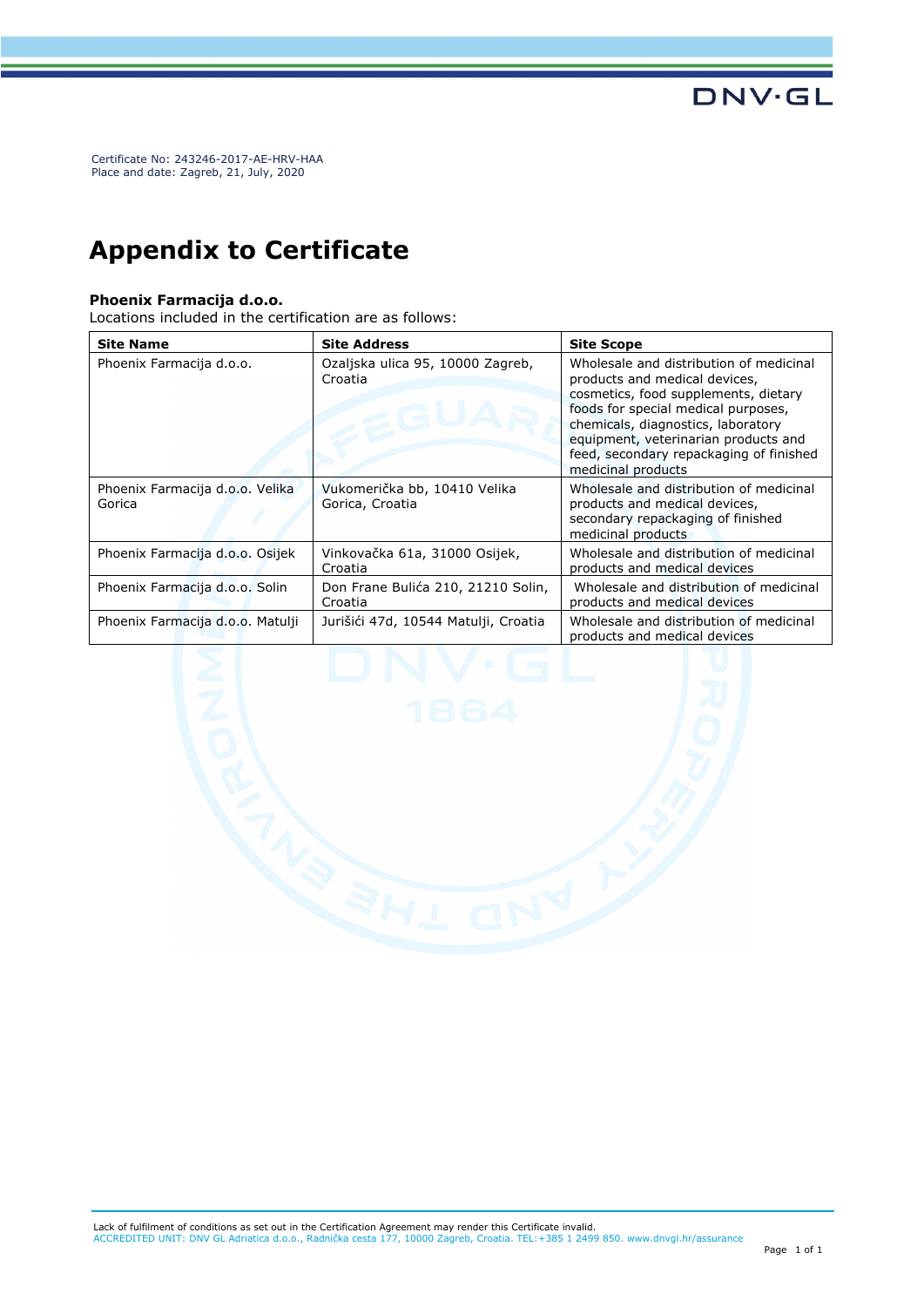Certificate No: 243246-2017-AE-HRV-HAA
Place and date: Zagreb, 21, July, 2020

# Appendix to Certificate

**Phoenix Farmacija d.o.o.**
Locations included in the certification are as follows:

| Site Name | Site Address | Site Scope |
|---|---|---|
| Phoenix Farmacija d.o.o. | Ozaljska ulica 95, 10000 Zagreb, Croatia | Wholesale and distribution of medicinal products and medical devices, cosmetics, food supplements, dietary foods for special medical purposes, chemicals, diagnostics, laboratory equipment, veterinarian products and feed, secondary repackaging of finished medicinal products |
| Phoenix Farmacija d.o.o. Velika Gorica | Vukomerička bb, 10410 Velika Gorica, Croatia | Wholesale and distribution of medicinal products and medical devices, secondary repackaging of finished medicinal products |
| Phoenix Farmacija d.o.o. Osijek | Vinkovačka 61a, 31000 Osijek, Croatia | Wholesale and distribution of medicinal products and medical devices |
| Phoenix Farmacija d.o.o. Solin | Don Frane Bulića 210, 21210 Solin, Croatia | Wholesale and distribution of medicinal products and medical devices |
| Phoenix Farmacija d.o.o. Matulji | Jurišići 47d, 10544 Matulji, Croatia | Wholesale and distribution of medicinal products and medical devices |

Lack of fulfilment of conditions as set out in the Certification Agreement may render this Certificate invalid.
ACCREDITED UNIT: DNV GL Adriatica d.o.o., Radnička cesta 177, 10000 Zagreb, Croatia. TEL:+385 1 2499 850. www.dnvgl.hr/assurance